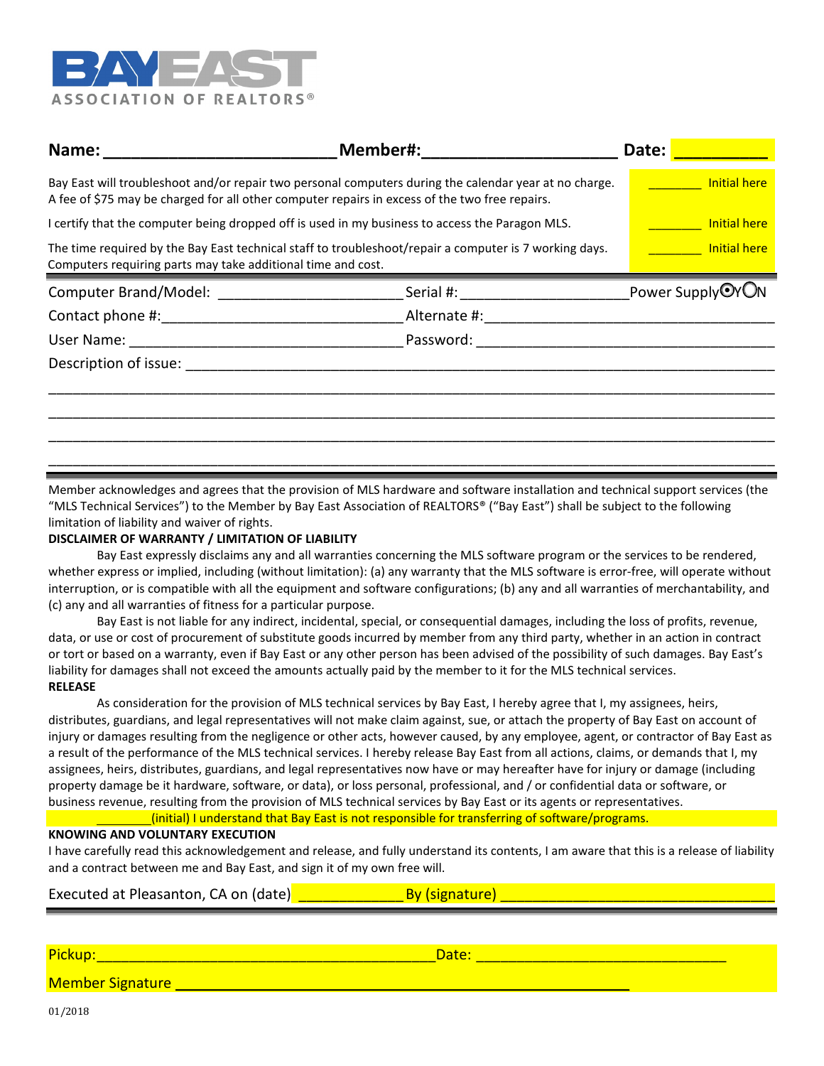**BAY EAST**
ASSOCIATION OF REALTORS®

**Name:** ________________________ **Member#:** ____________________ **Date:** __________

| | |
|---|---|
| Bay East will troubleshoot and/or repair two personal computers during the calendar year at no charge. A fee of $75 may be charged for all other computer repairs in excess of the two free repairs. | _______ Initial here |
| I certify that the computer being dropped off is used in my business to access the Paragon MLS. | _______ Initial here |
| The time required by the Bay East technical staff to troubleshoot/repair a computer is 7 working days. Computers requiring parts may take additional time and cost. | _______ Initial here |

Computer Brand/Model: ______________________ Serial #: ____________________ Power Supply ⊙Y ○N

Contact phone #: ____________________________ Alternate #: __________________________________

User Name: ________________________________ Password: ____________________________________

Description of issue: ______________________________________________________________________

_____________________________________________________________________________________________

_____________________________________________________________________________________________

_____________________________________________________________________________________________

_____________________________________________________________________________________________

Member acknowledges and agrees that the provision of MLS hardware and software installation and technical support services (the "MLS Technical Services") to the Member by Bay East Association of REALTORS® ("Bay East") shall be subject to the following limitation of liability and waiver of rights.

**DISCLAIMER OF WARRANTY / LIMITATION OF LIABILITY**

Bay East expressly disclaims any and all warranties concerning the MLS software program or the services to be rendered, whether express or implied, including (without limitation): (a) any warranty that the MLS software is error-free, will operate without interruption, or is compatible with all the equipment and software configurations; (b) any and all warranties of merchantability, and (c) any and all warranties of fitness for a particular purpose.

Bay East is not liable for any indirect, incidental, special, or consequential damages, including the loss of profits, revenue, data, or use or cost of procurement of substitute goods incurred by member from any third party, whether in an action in contract or tort or based on a warranty, even if Bay East or any other person has been advised of the possibility of such damages. Bay East's liability for damages shall not exceed the amounts actually paid by the member to it for the MLS technical services.

**RELEASE**

As consideration for the provision of MLS technical services by Bay East, I hereby agree that I, my assignees, heirs, distributes, guardians, and legal representatives will not make claim against, sue, or attach the property of Bay East on account of injury or damages resulting from the negligence or other acts, however caused, by any employee, agent, or contractor of Bay East as a result of the performance of the MLS technical services. I hereby release Bay East from all actions, claims, or demands that I, my assignees, heirs, distributes, guardians, and legal representatives now have or may hereafter have for injury or damage (including property damage be it hardware, software, or data), or loss personal, professional, and / or confidential data or software, or business revenue, resulting from the provision of MLS technical services by Bay East or its agents or representatives.

________(initial) I understand that Bay East is not responsible for transferring of software/programs.

**KNOWING AND VOLUNTARY EXECUTION**

I have carefully read this acknowledgement and release, and fully understand its contents, I am aware that this is a release of liability and a contract between me and Bay East, and sign it of my own free will.

Executed at Pleasanton, CA on (date) ____________ By (signature) _________________________________

Pickup: ________________________________________ Date: ______________________________

Member Signature __________________________________________________________

01/2018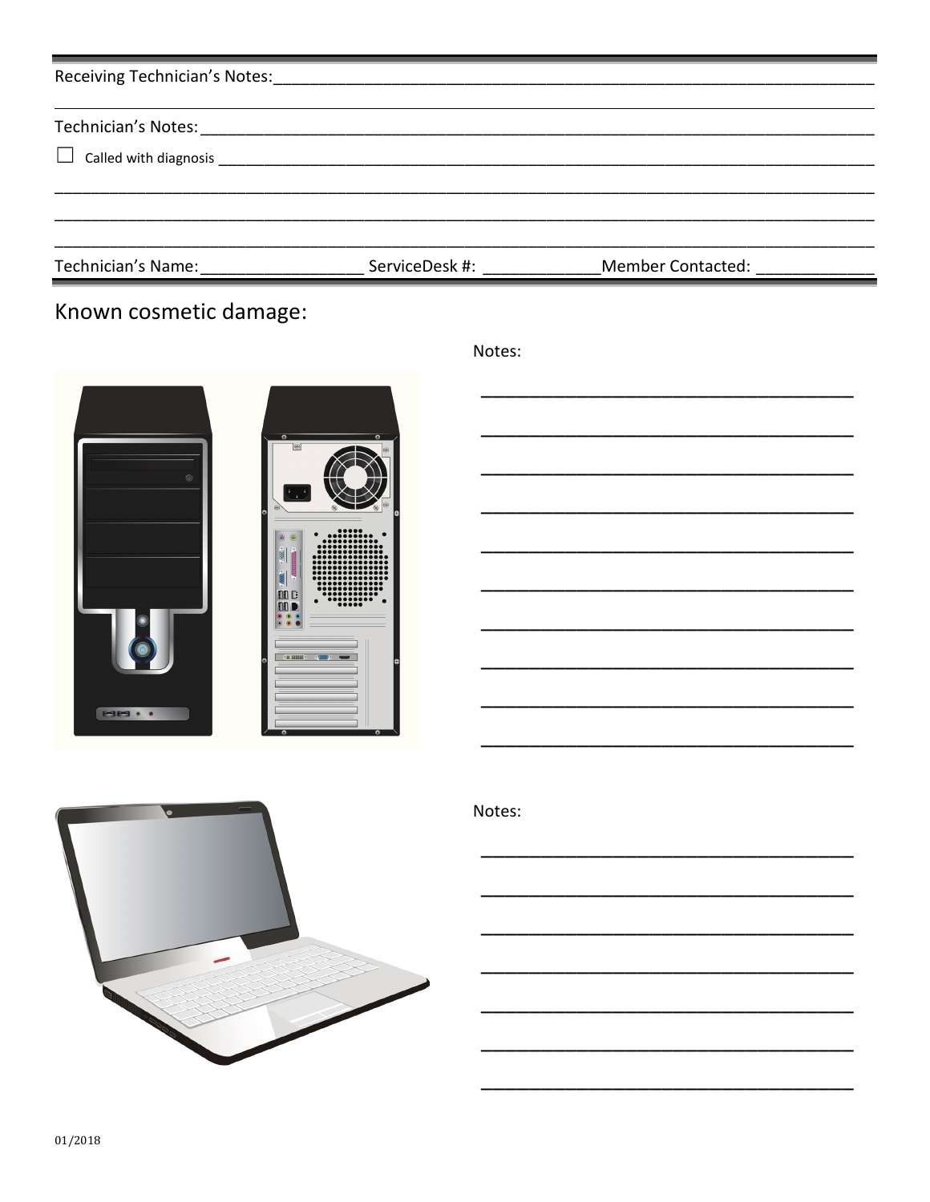Receiving Technician's Notes: ____________________________________________________________________

________________________________________________________________________________________________

Technician's Notes: ____________________________________________________________________________

☐ Called with diagnosis ________________________________________________________________________

________________________________________________________________________________________________

________________________________________________________________________________________________

________________________________________________________________________________________________

Technician's Name: __________________ ServiceDesk #: _____________ Member Contacted: _____________

## Known cosmetic damage:

Notes:

____________________________________

____________________________________

____________________________________

____________________________________

____________________________________

____________________________________

____________________________________

____________________________________

____________________________________

____________________________________

Notes:

____________________________________

____________________________________

____________________________________

____________________________________

____________________________________

____________________________________

____________________________________

01/2018